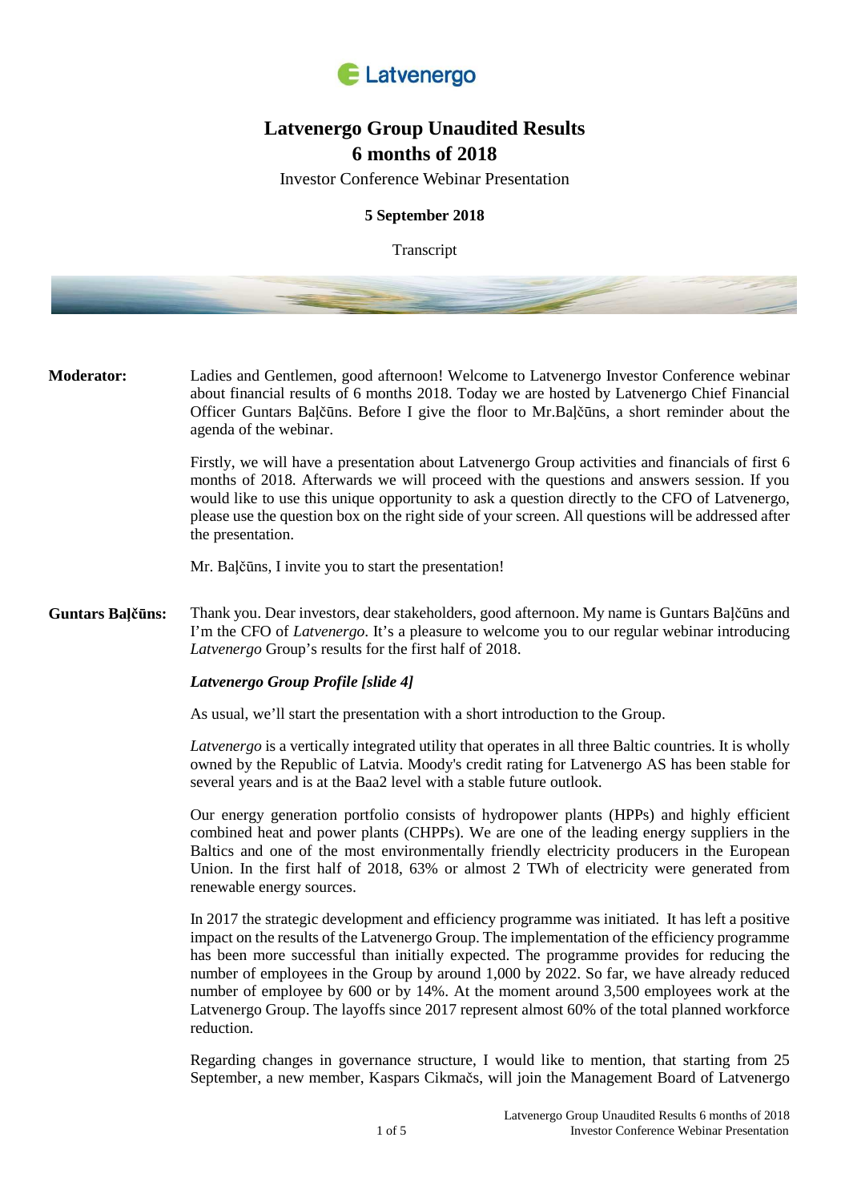# Latvenergo Group Unaudited Results 6 months of 2018

Investor Conference Webinar Presentation

**5 September 2018**

Transcript

**Moderator:** Ladies and Gentlemen, good afternoon! Welcome to Latvenergo Investor Conference webinar about financial results of 6 months 2018. Today we are hosted by Latvenergo Chief Financial Officer Guntars Baļčūns. Before I give the floor to Mr.Baļčūns, a short reminder about the agenda of the webinar.

Firstly, we will have a presentation about Latvenergo Group activities and financials of first 6 months of 2018. Afterwards we will proceed with the questions and answers session. If you would like to use this unique opportunity to ask a question directly to the CFO of Latvenergo, please use the question box on the right side of your screen. All questions will be addressed after the presentation.

Mr. Baļčūns, I invite you to start the presentation!

**Guntars Baļčūns:** Thank you. Dear investors, dear stakeholders, good afternoon. My name is Guntars Baļčūns and I'm the CFO of *Latvenergo*. It's a pleasure to welcome you to our regular webinar introducing *Latvenergo* Group's results for the first half of 2018.

***Latvenergo Group Profile [slide 4]***

As usual, we'll start the presentation with a short introduction to the Group.

*Latvenergo* is a vertically integrated utility that operates in all three Baltic countries. It is wholly owned by the Republic of Latvia. Moody's credit rating for Latvenergo AS has been stable for several years and is at the Baa2 level with a stable future outlook.

Our energy generation portfolio consists of hydropower plants (HPPs) and highly efficient combined heat and power plants (CHPPs). We are one of the leading energy suppliers in the Baltics and one of the most environmentally friendly electricity producers in the European Union. In the first half of 2018, 63% or almost 2 TWh of electricity were generated from renewable energy sources.

In 2017 the strategic development and efficiency programme was initiated. It has left a positive impact on the results of the Latvenergo Group. The implementation of the efficiency programme has been more successful than initially expected. The programme provides for reducing the number of employees in the Group by around 1,000 by 2022. So far, we have already reduced number of employee by 600 or by 14%. At the moment around 3,500 employees work at the Latvenergo Group. The layoffs since 2017 represent almost 60% of the total planned workforce reduction.

Regarding changes in governance structure, I would like to mention, that starting from 25 September, a new member, Kaspars Cikmačs, will join the Management Board of Latvenergo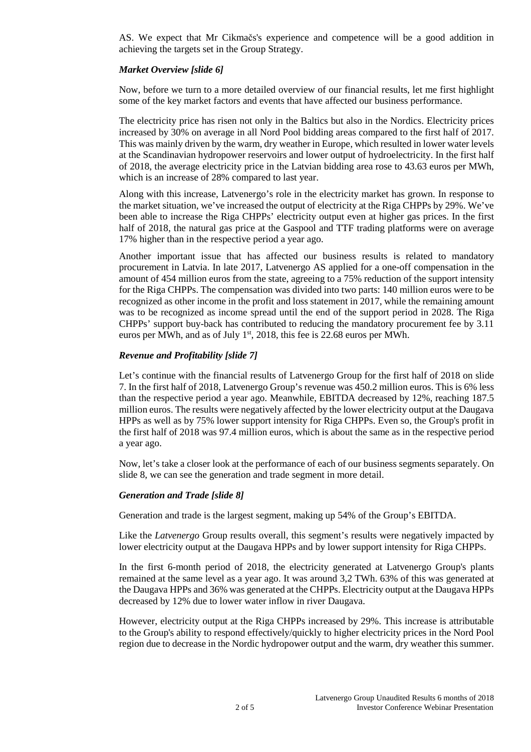AS. We expect that Mr Cikmačs's experience and competence will be a good addition in achieving the targets set in the Group Strategy.

### *Market Overview [slide 6]*

Now, before we turn to a more detailed overview of our financial results, let me first highlight some of the key market factors and events that have affected our business performance.

The electricity price has risen not only in the Baltics but also in the Nordics. Electricity prices increased by 30% on average in all Nord Pool bidding areas compared to the first half of 2017. This was mainly driven by the warm, dry weather in Europe, which resulted in lower water levels at the Scandinavian hydropower reservoirs and lower output of hydroelectricity. In the first half of 2018, the average electricity price in the Latvian bidding area rose to 43.63 euros per MWh, which is an increase of 28% compared to last year.

Along with this increase, Latvenergo's role in the electricity market has grown. In response to the market situation, we've increased the output of electricity at the Riga CHPPs by 29%. We've been able to increase the Riga CHPPs' electricity output even at higher gas prices. In the first half of 2018, the natural gas price at the Gaspool and TTF trading platforms were on average 17% higher than in the respective period a year ago.

Another important issue that has affected our business results is related to mandatory procurement in Latvia. In late 2017, Latvenergo AS applied for a one-off compensation in the amount of 454 million euros from the state, agreeing to a 75% reduction of the support intensity for the Riga CHPPs. The compensation was divided into two parts: 140 million euros were to be recognized as other income in the profit and loss statement in 2017, while the remaining amount was to be recognized as income spread until the end of the support period in 2028. The Riga CHPPs' support buy-back has contributed to reducing the mandatory procurement fee by 3.11 euros per MWh, and as of July 1st, 2018, this fee is 22.68 euros per MWh.

### *Revenue and Profitability [slide 7]*

Let's continue with the financial results of Latvenergo Group for the first half of 2018 on slide 7. In the first half of 2018, Latvenergo Group's revenue was 450.2 million euros. This is 6% less than the respective period a year ago. Meanwhile, EBITDA decreased by 12%, reaching 187.5 million euros. The results were negatively affected by the lower electricity output at the Daugava HPPs as well as by 75% lower support intensity for Riga CHPPs. Even so, the Group's profit in the first half of 2018 was 97.4 million euros, which is about the same as in the respective period a year ago.

Now, let's take a closer look at the performance of each of our business segments separately. On slide 8, we can see the generation and trade segment in more detail.

### *Generation and Trade [slide 8]*

Generation and trade is the largest segment, making up 54% of the Group's EBITDA.

Like the *Latvenergo* Group results overall, this segment's results were negatively impacted by lower electricity output at the Daugava HPPs and by lower support intensity for Riga CHPPs.

In the first 6-month period of 2018, the electricity generated at Latvenergo Group's plants remained at the same level as a year ago. It was around 3,2 TWh. 63% of this was generated at the Daugava HPPs and 36% was generated at the CHPPs. Electricity output at the Daugava HPPs decreased by 12% due to lower water inflow in river Daugava.

However, electricity output at the Riga CHPPs increased by 29%. This increase is attributable to the Group's ability to respond effectively/quickly to higher electricity prices in the Nord Pool region due to decrease in the Nordic hydropower output and the warm, dry weather this summer.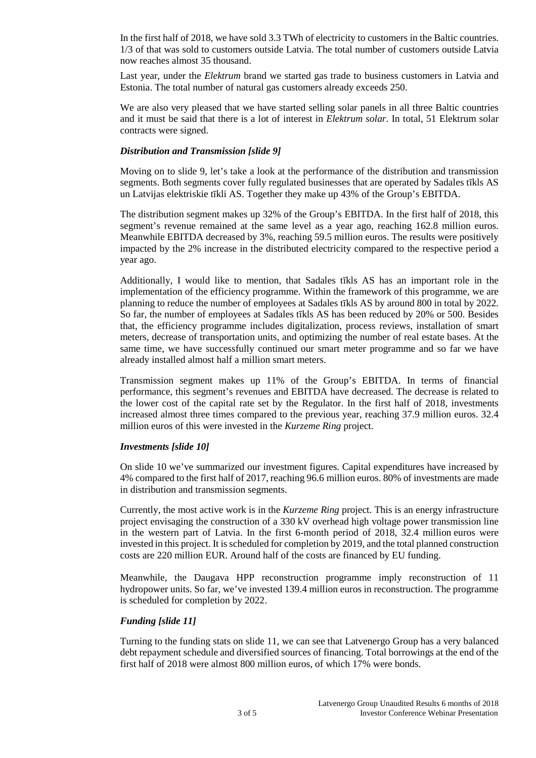In the first half of 2018, we have sold 3.3 TWh of electricity to customers in the Baltic countries. 1/3 of that was sold to customers outside Latvia. The total number of customers outside Latvia now reaches almost 35 thousand.

Last year, under the *Elektrum* brand we started gas trade to business customers in Latvia and Estonia. The total number of natural gas customers already exceeds 250.

We are also very pleased that we have started selling solar panels in all three Baltic countries and it must be said that there is a lot of interest in *Elektrum solar*. In total, 51 Elektrum solar contracts were signed.

### *Distribution and Transmission [slide 9]*

Moving on to slide 9, let's take a look at the performance of the distribution and transmission segments. Both segments cover fully regulated businesses that are operated by Sadales tīkls AS un Latvijas elektriskie tīkli AS. Together they make up 43% of the Group's EBITDA.

The distribution segment makes up 32% of the Group's EBITDA. In the first half of 2018, this segment's revenue remained at the same level as a year ago, reaching 162.8 million euros. Meanwhile EBITDA decreased by 3%, reaching 59.5 million euros. The results were positively impacted by the 2% increase in the distributed electricity compared to the respective period a year ago.

Additionally, I would like to mention, that Sadales tīkls AS has an important role in the implementation of the efficiency programme. Within the framework of this programme, we are planning to reduce the number of employees at Sadales tīkls AS by around 800 in total by 2022. So far, the number of employees at Sadales tīkls AS has been reduced by 20% or 500. Besides that, the efficiency programme includes digitalization, process reviews, installation of smart meters, decrease of transportation units, and optimizing the number of real estate bases. At the same time, we have successfully continued our smart meter programme and so far we have already installed almost half a million smart meters.

Transmission segment makes up 11% of the Group's EBITDA. In terms of financial performance, this segment's revenues and EBITDA have decreased. The decrease is related to the lower cost of the capital rate set by the Regulator. In the first half of 2018, investments increased almost three times compared to the previous year, reaching 37.9 million euros. 32.4 million euros of this were invested in the *Kurzeme Ring* project.

### *Investments [slide 10]*

On slide 10 we've summarized our investment figures. Capital expenditures have increased by 4% compared to the first half of 2017, reaching 96.6 million euros. 80% of investments are made in distribution and transmission segments.

Currently, the most active work is in the *Kurzeme Ring* project. This is an energy infrastructure project envisaging the construction of a 330 kV overhead high voltage power transmission line in the western part of Latvia. In the first 6-month period of 2018, 32.4 million euros were invested in this project. It is scheduled for completion by 2019, and the total planned construction costs are 220 million EUR. Around half of the costs are financed by EU funding.

Meanwhile, the Daugava HPP reconstruction programme imply reconstruction of 11 hydropower units. So far, we've invested 139.4 million euros in reconstruction. The programme is scheduled for completion by 2022.

### *Funding [slide 11]*

Turning to the funding stats on slide 11, we can see that Latvenergo Group has a very balanced debt repayment schedule and diversified sources of financing. Total borrowings at the end of the first half of 2018 were almost 800 million euros, of which 17% were bonds.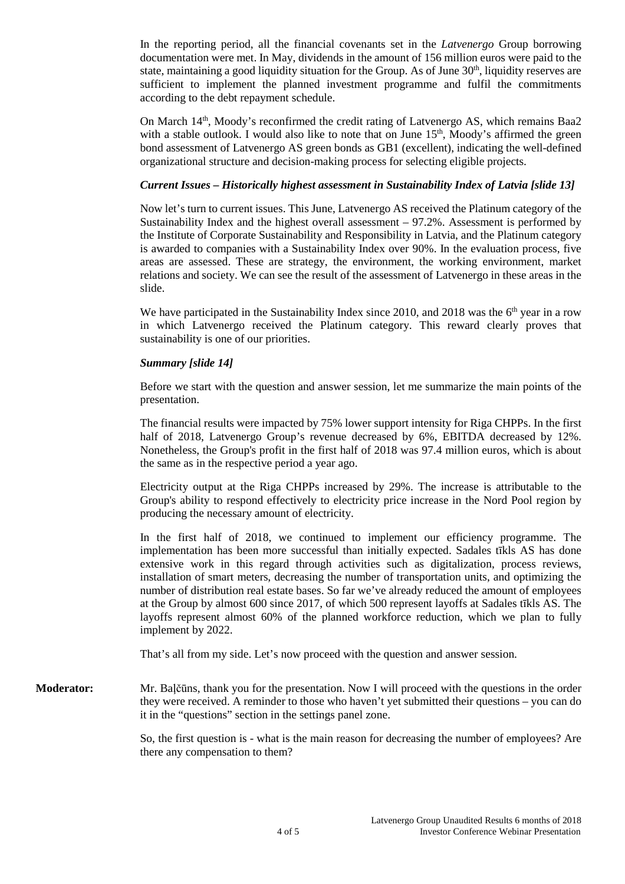In the reporting period, all the financial covenants set in the *Latvenergo* Group borrowing documentation were met. In May, dividends in the amount of 156 million euros were paid to the state, maintaining a good liquidity situation for the Group. As of June 30th, liquidity reserves are sufficient to implement the planned investment programme and fulfil the commitments according to the debt repayment schedule.

On March 14th, Moody's reconfirmed the credit rating of Latvenergo AS, which remains Baa2 with a stable outlook. I would also like to note that on June 15th, Moody's affirmed the green bond assessment of Latvenergo AS green bonds as GB1 (excellent), indicating the well-defined organizational structure and decision-making process for selecting eligible projects.

***Current Issues – Historically highest assessment in Sustainability Index of Latvia [slide 13]***

Now let's turn to current issues. This June, Latvenergo AS received the Platinum category of the Sustainability Index and the highest overall assessment – 97.2%. Assessment is performed by the Institute of Corporate Sustainability and Responsibility in Latvia, and the Platinum category is awarded to companies with a Sustainability Index over 90%. In the evaluation process, five areas are assessed. These are strategy, the environment, the working environment, market relations and society. We can see the result of the assessment of Latvenergo in these areas in the slide.

We have participated in the Sustainability Index since 2010, and 2018 was the 6th year in a row in which Latvenergo received the Platinum category. This reward clearly proves that sustainability is one of our priorities.

***Summary [slide 14]***

Before we start with the question and answer session, let me summarize the main points of the presentation.

The financial results were impacted by 75% lower support intensity for Riga CHPPs. In the first half of 2018, Latvenergo Group's revenue decreased by 6%, EBITDA decreased by 12%. Nonetheless, the Group's profit in the first half of 2018 was 97.4 million euros, which is about the same as in the respective period a year ago.

Electricity output at the Riga CHPPs increased by 29%. The increase is attributable to the Group's ability to respond effectively to electricity price increase in the Nord Pool region by producing the necessary amount of electricity.

In the first half of 2018, we continued to implement our efficiency programme. The implementation has been more successful than initially expected. Sadales tīkls AS has done extensive work in this regard through activities such as digitalization, process reviews, installation of smart meters, decreasing the number of transportation units, and optimizing the number of distribution real estate bases. So far we've already reduced the amount of employees at the Group by almost 600 since 2017, of which 500 represent layoffs at Sadales tīkls AS. The layoffs represent almost 60% of the planned workforce reduction, which we plan to fully implement by 2022.

That's all from my side. Let's now proceed with the question and answer session.

**Moderator:** Mr. Baļčūns, thank you for the presentation. Now I will proceed with the questions in the order they were received. A reminder to those who haven't yet submitted their questions – you can do it in the "questions" section in the settings panel zone.

So, the first question is - what is the main reason for decreasing the number of employees? Are there any compensation to them?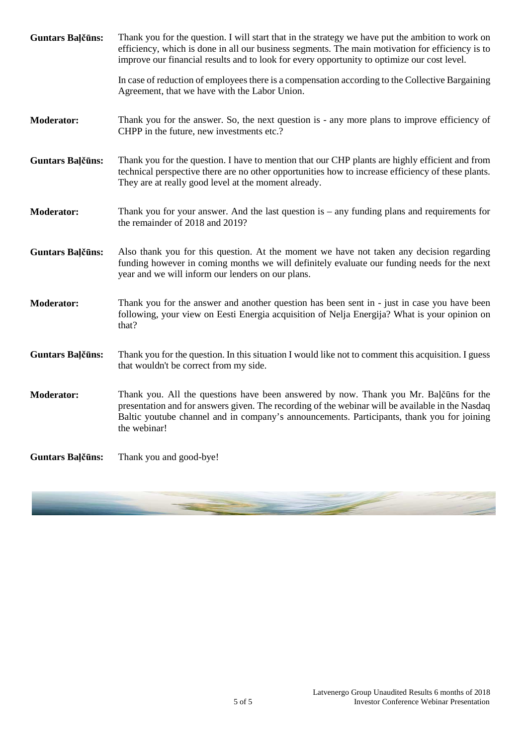**Guntars Baļčūns:** Thank you for the question. I will start that in the strategy we have put the ambition to work on efficiency, which is done in all our business segments. The main motivation for efficiency is to improve our financial results and to look for every opportunity to optimize our cost level.

In case of reduction of employees there is a compensation according to the Collective Bargaining Agreement, that we have with the Labor Union.

**Moderator:** Thank you for the answer. So, the next question is - any more plans to improve efficiency of CHPP in the future, new investments etc.?

**Guntars Baļčūns:** Thank you for the question. I have to mention that our CHP plants are highly efficient and from technical perspective there are no other opportunities how to increase efficiency of these plants. They are at really good level at the moment already.

**Moderator:** Thank you for your answer. And the last question is – any funding plans and requirements for the remainder of 2018 and 2019?

**Guntars Baļčūns:** Also thank you for this question. At the moment we have not taken any decision regarding funding however in coming months we will definitely evaluate our funding needs for the next year and we will inform our lenders on our plans.

**Moderator:** Thank you for the answer and another question has been sent in - just in case you have been following, your view on Eesti Energia acquisition of Nelja Energija? What is your opinion on that?

**Guntars Baļčūns:** Thank you for the question. In this situation I would like not to comment this acquisition. I guess that wouldn't be correct from my side.

**Moderator:** Thank you. All the questions have been answered by now. Thank you Mr. Baļčūns for the presentation and for answers given. The recording of the webinar will be available in the Nasdaq Baltic youtube channel and in company's announcements. Participants, thank you for joining the webinar!

**Guntars Baļčūns:** Thank you and good-bye!